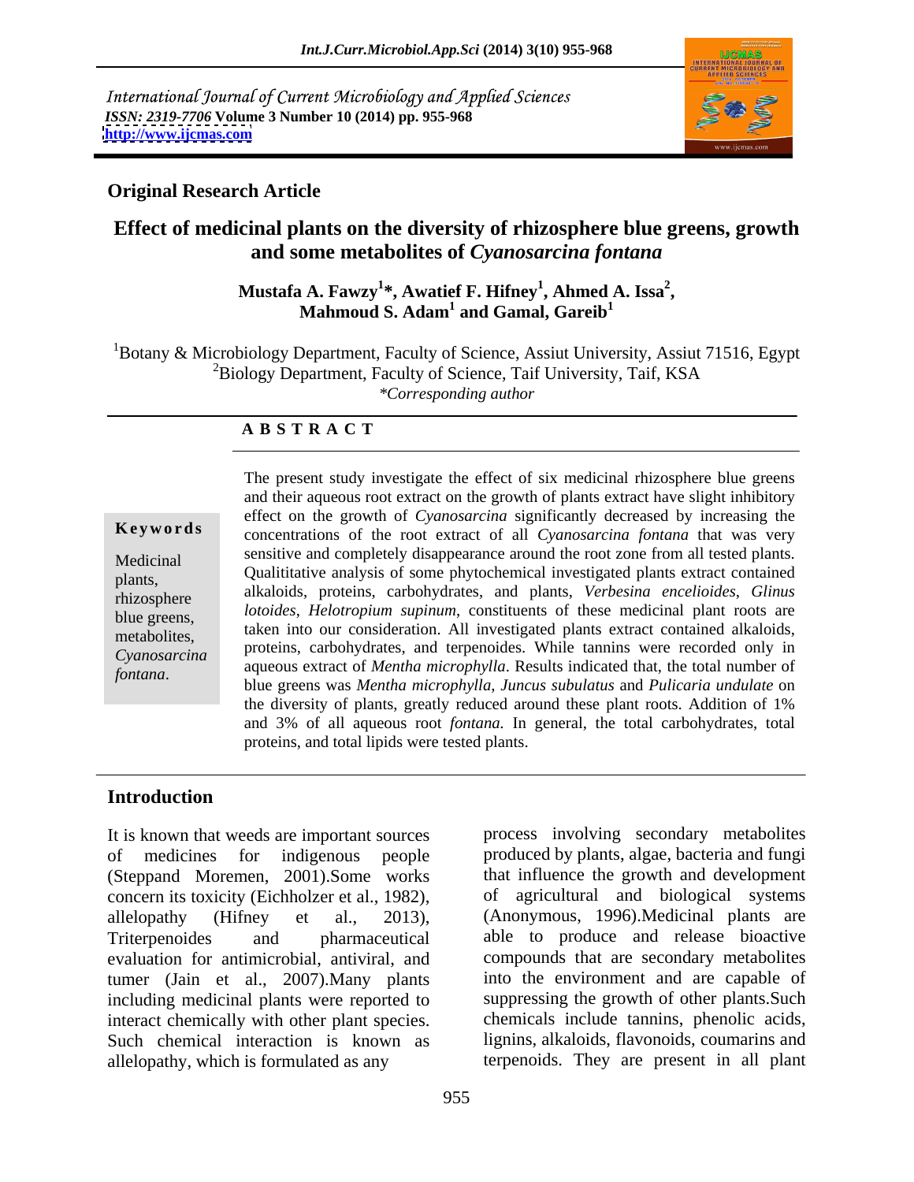International Journal of Current Microbiology and Applied Sciences
*ISSN: 2319-7706* **Volume 3 Number 10 (2014) pp. 955-968**
**http://www.ijcmas.com**

**Original Research Article**

# Effect of medicinal plants on the diversity of rhizosphere blue greens, growth and some metabolites of *Cyanosarcina fontana*

**Mustafa A. Fawzy[1]\*, Awatief F. Hifney[1], Ahmed A. Issa[2], Mahmoud S. Adam[1] and Gamal, Gareib[1]**

[1]Botany & Microbiology Department, Faculty of Science, Assiut University, Assiut 71516, Egypt
[2]Biology Department, Faculty of Science, Taif University, Taif, KSA
*\*Corresponding author*

**A B S T R A C T**

**Keywords**

Medicinal plants, rhizosphere blue greens, metabolites, *Cyanosarcina fontana*.

The present study investigate the effect of six medicinal rhizosphere blue greens and their aqueous root extract on the growth of plants extract have slight inhibitory effect on the growth of *Cyanosarcina* significantly decreased by increasing the concentrations of the root extract of all *Cyanosarcina fontana* that was very sensitive and completely disappearance around the root zone from all tested plants. Qualititative analysis of some phytochemical investigated plants extract contained alkaloids, proteins, carbohydrates, and plants, *Verbesina encelioides*, *Glinus lotoides*, *Helotropium supinum*, constituents of these medicinal plant roots are taken into our consideration. All investigated plants extract contained alkaloids, proteins, carbohydrates, and terpenoides. While tannins were recorded only in aqueous extract of *Mentha microphylla*. Results indicated that, the total number of blue greens was *Mentha microphylla*, *Juncus subulatus* and *Pulicaria undulate* on the diversity of plants, greatly reduced around these plant roots. Addition of 1% and 3% of all aqueous root *fontana.* In general, the total carbohydrates, total proteins, and total lipids were tested plants.

## Introduction

It is known that weeds are important sources of medicines for indigenous people (Steppand Moremen, 2001).Some works concern its toxicity (Eichholzer et al., 1982), allelopathy (Hifney et al., 2013), Triterpenoides and pharmaceutical evaluation for antimicrobial, antiviral, and tumer (Jain et al., 2007).Many plants including medicinal plants were reported to interact chemically with other plant species. Such chemical interaction is known as allelopathy, which is formulated as any process involving secondary metabolites produced by plants, algae, bacteria and fungi that influence the growth and development of agricultural and biological systems (Anonymous, 1996).Medicinal plants are able to produce and release bioactive compounds that are secondary metabolites into the environment and are capable of suppressing the growth of other plants.Such chemicals include tannins, phenolic acids, lignins, alkaloids, flavonoids, coumarins and terpenoids. They are present in all plant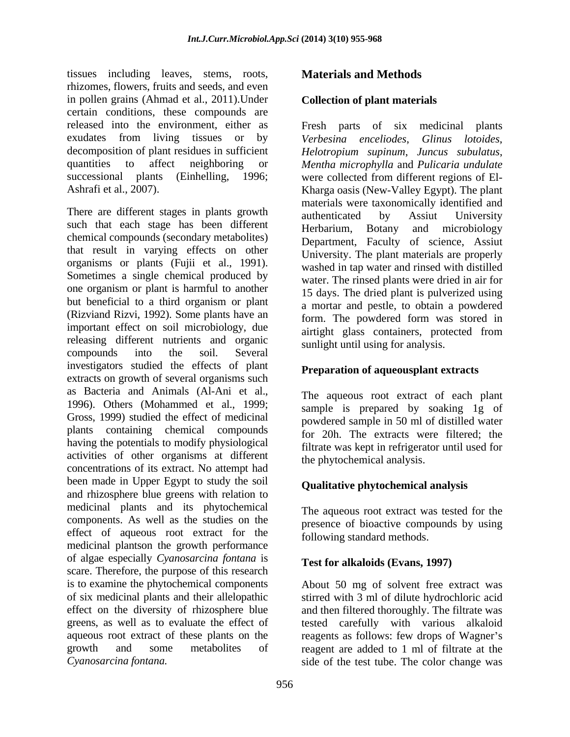tissues including leaves, stems, roots, rhizomes, flowers, fruits and seeds, and even in pollen grains (Ahmad et al., 2011).Under certain conditions, these compounds are released into the environment, either as exudates from living tissues or by decomposition of plant residues in sufficient quantities to affect neighboring or successional plants (Einhelling, 1996; Ashrafi et al., 2007).

There are different stages in plants growth such that each stage has been different chemical compounds (secondary metabolites) that result in varying effects on other organisms or plants (Fujii et al., 1991). Sometimes a single chemical produced by one organism or plant is harmful to another but beneficial to a third organism or plant (Rizviand Rizvi, 1992). Some plants have an important effect on soil microbiology, due releasing different nutrients and organic compounds into the soil. Several investigators studied the effects of plant extracts on growth of several organisms such as Bacteria and Animals (Al-Ani et al., 1996). Others (Mohammed et al., 1999; Gross, 1999) studied the effect of medicinal plants containing chemical compounds having the potentials to modify physiological activities of other organisms at different concentrations of its extract. No attempt had been made in Upper Egypt to study the soil and rhizosphere blue greens with relation to medicinal plants and its phytochemical components. As well as the studies on the effect of aqueous root extract for the medicinal plantson the growth performance of algae especially *Cyanosarcina fontana* is scare. Therefore, the purpose of this research is to examine the phytochemical components of six medicinal plants and their allelopathic effect on the diversity of rhizosphere blue greens, as well as to evaluate the effect of aqueous root extract of these plants on the growth and some metabolites of *Cyanosarcina fontana.*

## Materials and Methods

### Collection of plant materials

Fresh parts of six medicinal plants *Verbesina enceliodes*, *Glinus lotoides*, *Helotropium supinum*, *Juncus subulatus*, *Mentha microphylla* and *Pulicaria undulate* were collected from different regions of El-Kharga oasis (New-Valley Egypt). The plant materials were taxonomically identified and authenticated by Assiut University Herbarium, Botany and microbiology Department, Faculty of science, Assiut University. The plant materials are properly washed in tap water and rinsed with distilled water. The rinsed plants were dried in air for 15 days. The dried plant is pulverized using a mortar and pestle, to obtain a powdered form. The powdered form was stored in airtight glass containers, protected from sunlight until using for analysis.

### Preparation of aqueousplant extracts

The aqueous root extract of each plant sample is prepared by soaking 1g of powdered sample in 50 ml of distilled water for 20h. The extracts were filtered; the filtrate was kept in refrigerator until used for the phytochemical analysis.

### Qualitative phytochemical analysis

The aqueous root extract was tested for the presence of bioactive compounds by using following standard methods.

### Test for alkaloids (Evans, 1997)

About 50 mg of solvent free extract was stirred with 3 ml of dilute hydrochloric acid and then filtered thoroughly. The filtrate was tested carefully with various alkaloid reagents as follows: few drops of Wagner's reagent are added to 1 ml of filtrate at the side of the test tube. The color change was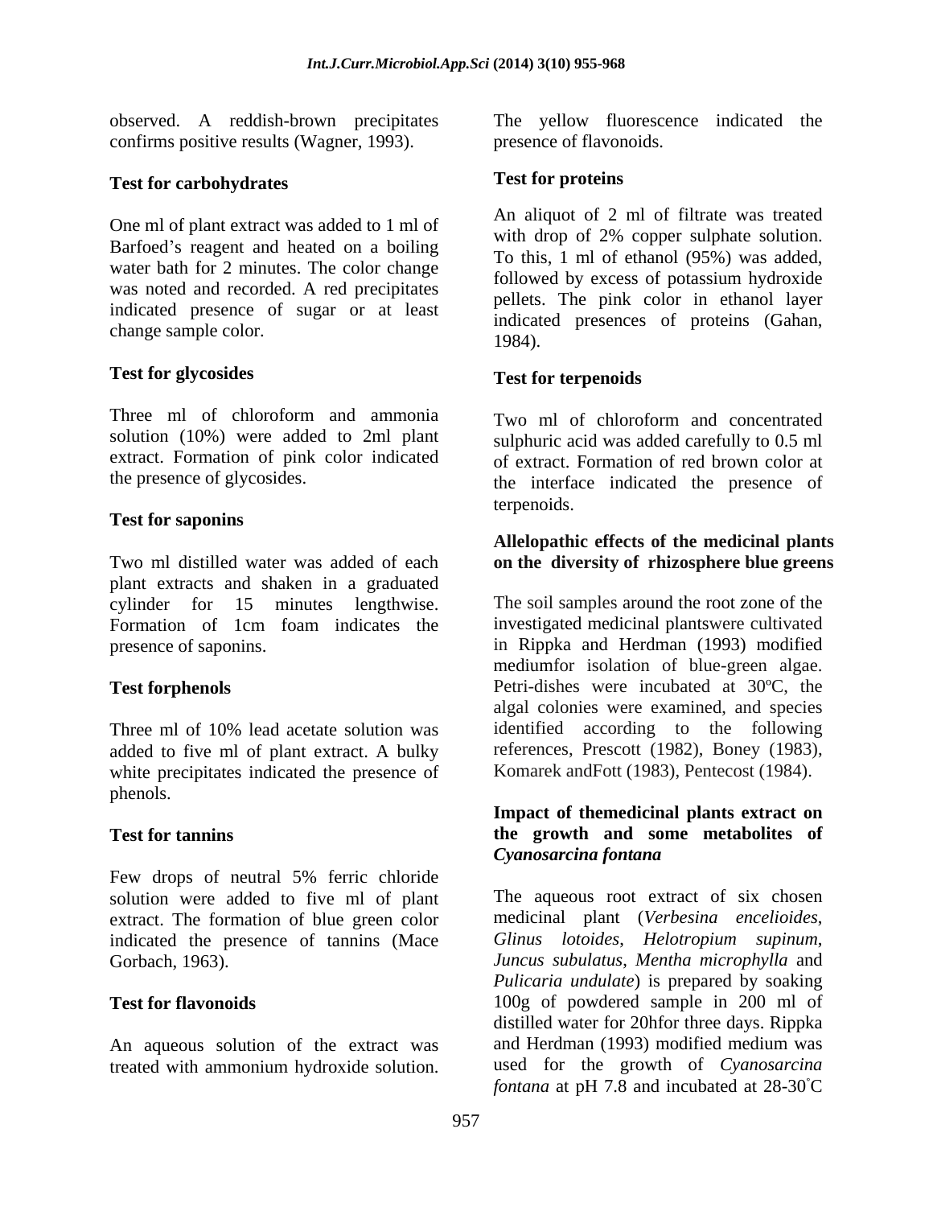observed. A reddish-brown precipitates confirms positive results (Wagner, 1993).

### Test for carbohydrates

One ml of plant extract was added to 1 ml of Barfoed's reagent and heated on a boiling water bath for 2 minutes. The color change was noted and recorded. A red precipitates indicated presence of sugar or at least change sample color.

### Test for glycosides

Three ml of chloroform and ammonia solution (10%) were added to 2ml plant extract. Formation of pink color indicated the presence of glycosides.

### Test for saponins

Two ml distilled water was added of each plant extracts and shaken in a graduated cylinder for 15 minutes lengthwise. Formation of 1cm foam indicates the presence of saponins.

### Test forphenols

Three ml of 10% lead acetate solution was added to five ml of plant extract. A bulky white precipitates indicated the presence of phenols.

### Test for tannins

Few drops of neutral 5% ferric chloride solution were added to five ml of plant extract. The formation of blue green color indicated the presence of tannins (Mace Gorbach, 1963).

### Test for flavonoids

An aqueous solution of the extract was treated with ammonium hydroxide solution. The yellow fluorescence indicated the presence of flavonoids.

### Test for proteins

An aliquot of 2 ml of filtrate was treated with drop of 2% copper sulphate solution. To this, 1 ml of ethanol (95%) was added, followed by excess of potassium hydroxide pellets. The pink color in ethanol layer indicated presences of proteins (Gahan, 1984).

### Test for terpenoids

Two ml of chloroform and concentrated sulphuric acid was added carefully to 0.5 ml of extract. Formation of red brown color at the interface indicated the presence of terpenoids.

### Allelopathic effects of the medicinal plants on the diversity of rhizosphere blue greens

The soil samples around the root zone of the investigated medicinal plantswere cultivated in Rippka and Herdman (1993) modified mediumfor isolation of blue-green algae. Petri-dishes were incubated at 30ºC, the algal colonies were examined, and species identified according to the following references, Prescott (1982), Boney (1983), Komarek andFott (1983), Pentecost (1984).

### Impact of themedicinal plants extract on the growth and some metabolites of *Cyanosarcina fontana*

The aqueous root extract of six chosen medicinal plant (*Verbesina encelioides*, *Glinus lotoides*, *Helotropium supinum*, *Juncus subulatus*, *Mentha microphylla* and *Pulicaria undulate*) is prepared by soaking 100g of powdered sample in 200 ml of distilled water for 20hfor three days. Rippka and Herdman (1993) modified medium was used for the growth of *Cyanosarcina fontana* at pH 7.8 and incubated at 28-30˚C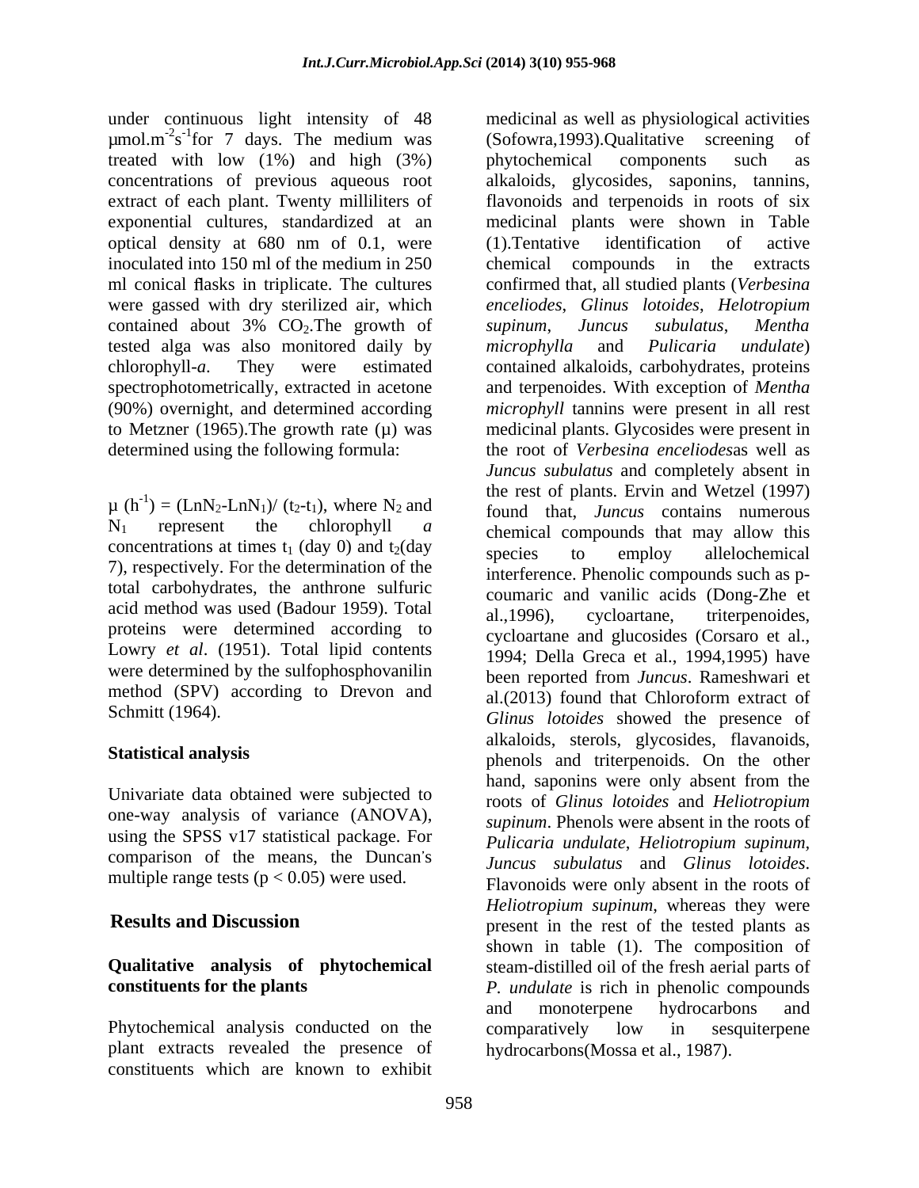under continuous light intensity of 48 µmol.m$^{-2}$s$^{-1}$for 7 days. The medium was treated with low (1%) and high (3%) concentrations of previous aqueous root extract of each plant. Twenty milliliters of exponential cultures, standardized at an optical density at 680 nm of 0.1, were inoculated into 150 ml of the medium in 250 ml conical flasks in triplicate. The cultures were gassed with dry sterilized air, which contained about 3% $CO_2$.The growth of tested alga was also monitored daily by chlorophyll-*a*. They were estimated spectrophotometrically, extracted in acetone (90%) overnight, and determined according to Metzner (1965).The growth rate (µ) was determined using the following formula:

$\mu$ ($h^{-1}$) = ($LnN_2$-$LnN_1$)/ ($t_2$-$t_1$), where $N_2$ and $N_1$ represent the chlorophyll *a* concentrations at times $t_1$ (day 0) and $t_2$(day 7), respectively. For the determination of the total carbohydrates, the anthrone sulfuric acid method was used (Badour 1959). Total proteins were determined according to Lowry *et al*. (1951). Total lipid contents were determined by the sulfophosphovanilin method (SPV) according to Drevon and Schmitt (1964).

## Statistical analysis

Univariate data obtained were subjected to one-way analysis of variance (ANOVA), using the SPSS v17 statistical package. For comparison of the means, the Duncan's multiple range tests ($p < 0.05$) were used.

## Results and Discussion

### Qualitative analysis of phytochemical constituents for the plants

Phytochemical analysis conducted on the plant extracts revealed the presence of constituents which are known to exhibit medicinal as well as physiological activities (Sofowra,1993).Qualitative screening of phytochemical components such as alkaloids, glycosides, saponins, tannins, flavonoids and terpenoids in roots of six medicinal plants were shown in Table (1).Tentative identification of active chemical compounds in the extracts confirmed that, all studied plants (*Verbesina enceliodes*, *Glinus lotoides*, *Helotropium supinum*, *Juncus subulatus*, *Mentha microphylla* and *Pulicaria undulate*) contained alkaloids, carbohydrates, proteins and terpenoides. With exception of *Mentha microphyll* tannins were present in all rest medicinal plants. Glycosides were present in the root of *Verbesina enceliodes*as well as *Juncus subulatus* and completely absent in the rest of plants. Ervin and Wetzel (1997) found that, *Juncus* contains numerous chemical compounds that may allow this species to employ allelochemical interference. Phenolic compounds such as p-coumaric and vanilic acids (Dong-Zhe et al.,1996), cycloartane, triterpenoides, cycloartane and glucosides (Corsaro et al., 1994; Della Greca et al., 1994,1995) have been reported from *Juncus*. Rameshwari et al.(2013) found that Chloroform extract of *Glinus lotoides* showed the presence of alkaloids, sterols, glycosides, flavanoids, phenols and triterpenoids. On the other hand, saponins were only absent from the roots of *Glinus lotoides* and *Heliotropium supinum*. Phenols were absent in the roots of *Pulicaria undulate*, *Heliotropium supinum, Juncus subulatus* and *Glinus lotoides*. Flavonoids were only absent in the roots of *Heliotropium supinum*, whereas they were present in the rest of the tested plants as shown in table (1). The composition of steam-distilled oil of the fresh aerial parts of *P. undulate* is rich in phenolic compounds and monoterpene hydrocarbons and comparatively low in sesquiterpene hydrocarbons(Mossa et al., 1987).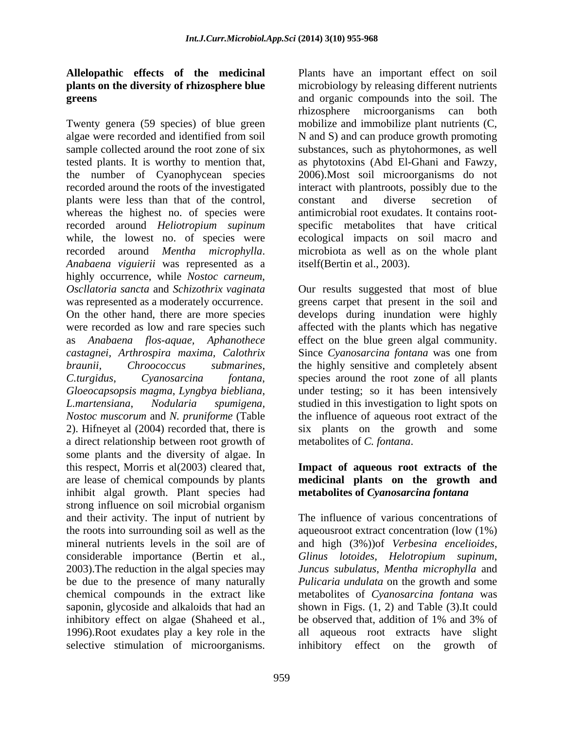**Allelopathic effects of the medicinal plants on the diversity of rhizosphere blue greens**

Twenty genera (59 species) of blue green algae were recorded and identified from soil sample collected around the root zone of six tested plants. It is worthy to mention that, the number of Cyanophycean species recorded around the roots of the investigated plants were less than that of the control, whereas the highest no. of species were recorded around *Heliotropium supinum* while, the lowest no. of species were recorded around *Mentha microphylla*. *Anabaena viguierii* was represented as a highly occurrence, while *Nostoc carneum*, *Oscllatoria sancta* and *Schizothrix vaginata* was represented as a moderately occurrence. On the other hand, there are more species were recorded as low and rare species such as *Anabaena flos-aquae*, *Aphanothece castagnei*, *Arthrospira maxima*, *Calothrix braunii*, *Chroococcus submarines*, *C.turgidus*, *Cyanosarcina fontana*, *Gloeocapsopsis magma*, *Lyngbya biebliana*, *L.martensiana*, *Nodularia spumigena*, *Nostoc muscorum* and *N. pruniforme* (Table 2). Hifneyet al (2004) recorded that, there is a direct relationship between root growth of some plants and the diversity of algae. In this respect, Morris et al(2003) cleared that, are lease of chemical compounds by plants inhibit algal growth. Plant species had strong influence on soil microbial organism and their activity. The input of nutrient by the roots into surrounding soil as well as the mineral nutrients levels in the soil are of considerable importance (Bertin et al., 2003).The reduction in the algal species may be due to the presence of many naturally chemical compounds in the extract like saponin, glycoside and alkaloids that had an inhibitory effect on algae (Shaheed et al., 1996).Root exudates play a key role in the selective stimulation of microorganisms. Plants have an important effect on soil microbiology by releasing different nutrients and organic compounds into the soil. The rhizosphere microorganisms can both mobilize and immobilize plant nutrients (C, N and S) and can produce growth promoting substances, such as phytohormones, as well as phytotoxins (Abd El-Ghani and Fawzy, 2006).Most soil microorganisms do not interact with plantroots, possibly due to the constant and diverse secretion of antimicrobial root exudates. It contains root-specific metabolites that have critical ecological impacts on soil macro and microbiota as well as on the whole plant itself(Bertin et al., 2003).

Our results suggested that most of blue greens carpet that present in the soil and develops during inundation were highly affected with the plants which has negative effect on the blue green algal community. Since *Cyanosarcina fontana* was one from the highly sensitive and completely absent species around the root zone of all plants under testing; so it has been intensively studied in this investigation to light spots on the influence of aqueous root extract of the six plants on the growth and some metabolites of *C. fontana*.

**Impact of aqueous root extracts of the medicinal plants on the growth and metabolites of *Cyanosarcina fontana***

The influence of various concentrations of aqueousroot extract concentration (low (1%) and high (3%))of *Verbesina encelioides*, *Glinus lotoides*, *Helotropium supinum*, *Juncus subulatus*, *Mentha microphylla* and *Pulicaria undulata* on the growth and some metabolites of *Cyanosarcina fontana* was shown in Figs. (1, 2) and Table (3).It could be observed that, addition of 1% and 3% of all aqueous root extracts have slight inhibitory effect on the growth of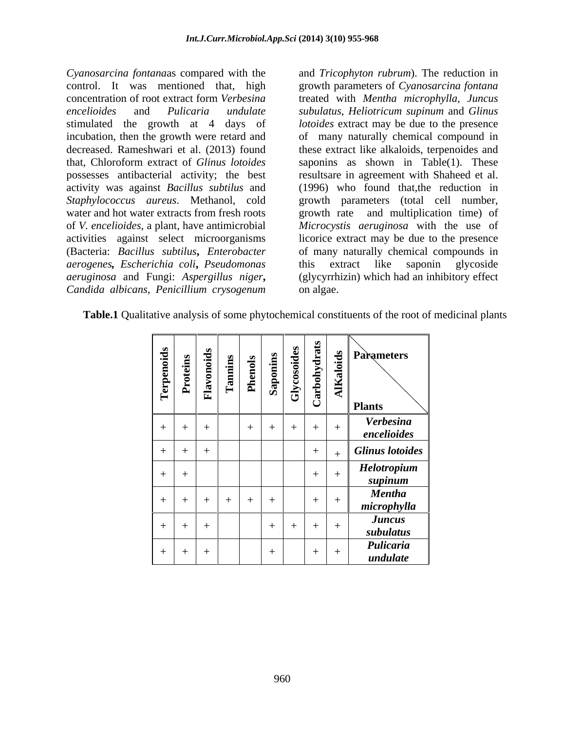*Cyanosarcina fontana*as compared with the control. It was mentioned that, high concentration of root extract form *Verbesina encelioides* and *Pulicaria undulate* stimulated the growth at 4 days of incubation, then the growth were retard and decreased. Rameshwari et al. (2013) found that, Chloroform extract of *Glinus lotoides* possesses antibacterial activity; the best activity was against *Bacillus subtilus* and *Staphylococcus aureus*. Methanol, cold water and hot water extracts from fresh roots of *V. encelioides*, a plant, have antimicrobial activities against select microorganisms (Bacteria: *Bacillus subtilus***,** *Enterobacter aerogenes***,** *Escherichia coli***,** *Pseudomonas aeruginosa* and Fungi: *Aspergillus niger***,** *Candida albicans, Penicillium crysogenum* and *Tricophyton rubrum*). The reduction in growth parameters of *Cyanosarcina fontana* treated with *Mentha microphylla*, *Juncus subulatus*, *Heliotricum supinum* and *Glinus lotoides* extract may be due to the presence of many naturally chemical compound in these extract like alkaloids, terpenoides and saponins as shown in Table(1). These resultsare in agreement with Shaheed et al. (1996) who found that,the reduction in growth parameters (total cell number, growth rate and multiplication time) of *Microcystis aeruginosa* with the use of licorice extract may be due to the presence of many naturally chemical compounds in this extract like saponin glycoside (glycyrrhizin) which had an inhibitory effect on algae.

**Table.1** Qualitative analysis of some phytochemical constituents of the root of medicinal plants

| Terpenoids | Proteins | Flavonoids | Tannins | Phenols | Saponins | Glycosoides | Carbohydrats | AlKaloids | Parameters / Plants |
|---|---|---|---|---|---|---|---|---|---|
| + | + | + | | + | + | + | + | + | ***Verbesina encelioides*** |
| + | + | + | | | | | + | + | ***Glinus lotoides*** |
| + | + | | | | | | + | + | ***Helotropium supinum*** |
| + | + | + | + | + | + | | + | + | ***Mentha microphylla*** |
| + | + | + | | | + | + | + | + | ***Juncus subulatus*** |
| + | + | + | | | + | | + | + | ***Pulicaria undulate*** |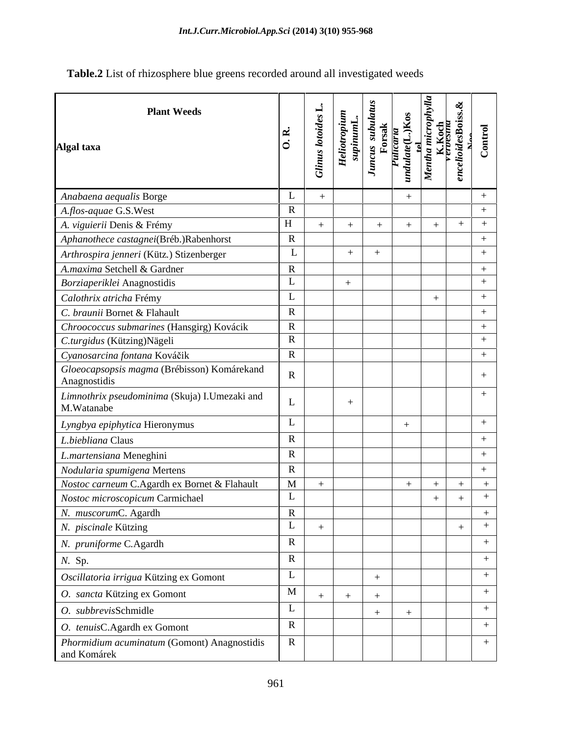**Table.2** List of rhizosphere blue greens recorded around all investigated weeds

| Plant Weeds / Algal taxa | O. R. | *Glinus lotoides* L. | *Heliotropium supinum* L. | *Juncus subulatus* Forsak | *Pulicaria undulate* (L.)Kostel | *Mentha microphylla* K.Koch | *Verbesina encelioides* Boiss.& Noe | Control |
|---|---|---|---|---|---|---|---|---|
| *Anabaena aequalis* Borge | L | + | | | + | | | + |
| *A.flos-aquae* G.S.West | R | | | | | | | + |
| *A. viguierii* Denis & Frémy | H | + | + | + | + | + | + | + |
| *Aphanothece castagnei*(Bréb.)Rabenhorst | R | | | | | | | + |
| *Arthrospira jenneri* (Kütz.) Stizenberger | L | | + | + | | | | + |
| *A.maxima* Setchell & Gardner | R | | | | | | | + |
| *Borziaperiklei* Anagnostidis | L | | + | | | | | + |
| *Calothrix atricha* Frémy | L | | | | | + | | + |
| *C. braunii* Bornet & Flahault | R | | | | | | | + |
| *Chroococcus submarines* (Hansgirg) Kovácik | R | | | | | | | + |
| *C.turgidus* (Kützing)Nägeli | R | | | | | | | + |
| *Cyanosarcina fontana* Kováčik | R | | | | | | | + |
| *Gloeocapsopsis magma* (Brébisson) Komárekand Anagnostidis | R | | | | | | | + |
| *Limnothrix pseudominima* (Skuja) I.Umezaki and M.Watanabe | L | | + | | | | | + |
| *Lyngbya epiphytica* Hieronymus | L | | | | + | | | + |
| *L.biebliana* Claus | R | | | | | | | + |
| *L.martensiana* Meneghini | R | | | | | | | + |
| *Nodularia spumigena* Mertens | R | | | | | | | + |
| *Nostoc carneum* C.Agardh ex Bornet & Flahault | M | + | | | + | + | + | + |
| *Nostoc microscopicum* Carmichael | L | | | | | + | + | + |
| *N. muscorum*C. Agardh | R | | | | | | | + |
| *N. piscinale* Kützing | L | + | | | | | + | + |
| *N. pruniforme* C.Agardh | R | | | | | | | + |
| *N.* Sp. | R | | | | | | | + |
| *Oscillatoria irrigua* Kützing ex Gomont | L | | | + | | | | + |
| *O. sancta* Kützing ex Gomont | M | + | + | + | | | | + |
| *O. subbrevis*Schmidle | L | | | + | + | | | + |
| *O. tenuis*C.Agardh ex Gomont | R | | | | | | | + |
| *Phormidium acuminatum* (Gomont) Anagnostidis and Komárek | R | | | | | | | + |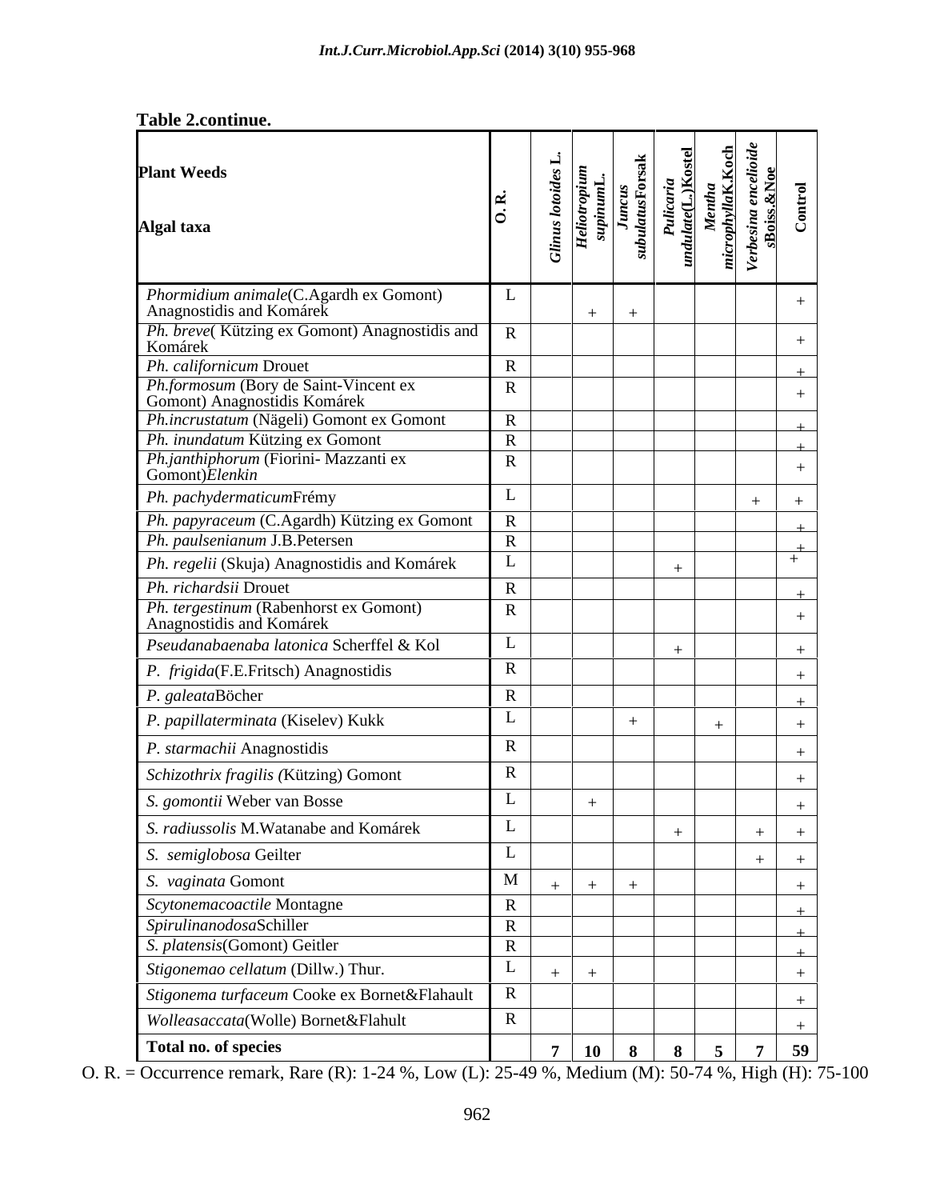**Table 2.continue.**

| Plant Weeds / Algal taxa | O. R. | *Glinus lotoides* L. | *Heliotropium supinum* L. | *Juncus subulatus* Forsak | *Pulicaria undulate* (L.) Kostel | *Mentha microphylla* K.Koch | *Verbesina encelioides* Boiss.& Noe | Control |
|---|---|---|---|---|---|---|---|---|
| *Phormidium animale* (C.Agardh ex Gomont) Anagnostidis and Komárek | L | | + | + | | | | + |
| *Ph. breve* ( Kützing ex Gomont) Anagnostidis and Komárek | R | | | | | | | + |
| *Ph. californicum* Drouet | R | | | | | | | + |
| *Ph.formosum* (Bory de Saint-Vincent ex Gomont) Anagnostidis Komárek | R | | | | | | | + |
| *Ph.incrustatum* (Nägeli) Gomont ex Gomont | R | | | | | | | + |
| *Ph. inundatum* Kützing ex Gomont | R | | | | | | | + |
| *Ph.janthiphorum* (Fiorini- Mazzanti ex Gomont) *Elenkin* | R | | | | | | | + |
| *Ph. pachydermaticum* Frémy | L | | | | | | + | + |
| *Ph. papyraceum* (C.Agardh) Kützing ex Gomont | R | | | | | | | + |
| *Ph. paulsenianum* J.B.Petersen | R | | | | | | | + |
| *Ph. regelii* (Skuja) Anagnostidis and Komárek | L | | | | + | | | + |
| *Ph. richardsii* Drouet | R | | | | | | | + |
| *Ph. tergestinum* (Rabenhorst ex Gomont) Anagnostidis and Komárek | R | | | | | | | + |
| *Pseudanabaenaba latonica* Scherffel & Kol | L | | | | + | | | + |
| *P. frigida* (F.E.Fritsch) Anagnostidis | R | | | | | | | + |
| *P. galeata* Böcher | R | | | | | | | + |
| *P. papillaterminata* (Kiselev) Kukk | L | | | + | | + | | + |
| *P. starmachii* Anagnostidis | R | | | | | | | + |
| *Schizothrix fragilis (*Kützing) Gomont | R | | | | | | | + |
| *S. gomontii* Weber van Bosse | L | | + | | | | | + |
| *S. radiussolis* M.Watanabe and Komárek | L | | | | + | | + | + |
| *S. semiglobosa* Geilter | L | | | | | | + | + |
| *S. vaginata* Gomont | M | + | + | + | | | | + |
| *Scytonemacoactile* Montagne | R | | | | | | | + |
| *Spirulinanodosa* Schiller | R | | | | | | | + |
| *S. platensis* (Gomont) Geitler | R | | | | | | | + |
| *Stigonemao cellatum* (Dillw.) Thur. | L | + | + | | | | | + |
| *Stigonema turfaceum* Cooke ex Bornet&Flahault | R | | | | | | | + |
| *Wolleasaccata* (Wolle) Bornet&Flahult | R | | | | | | | + |
| **Total no. of species** | | **7** | **10** | **8** | **8** | **5** | **7** | **59** |

O. R. = Occurrence remark, Rare (R): 1-24 %, Low (L): 25-49 %, Medium (M): 50-74 %, High (H): 75-100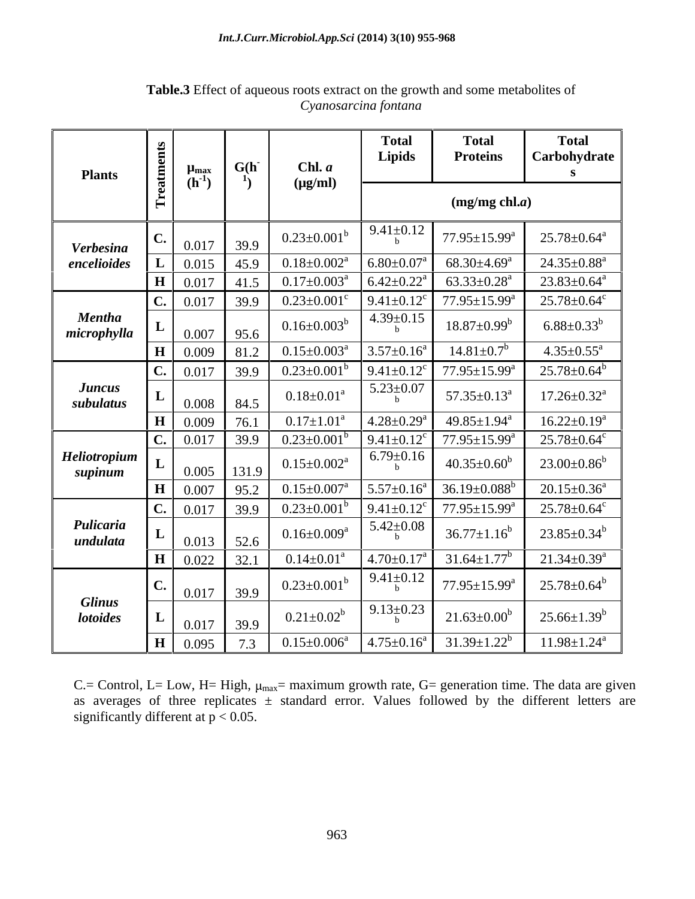**Table.3** Effect of aqueous roots extract on the growth and some metabolites of *Cyanosarcina fontana*

| Plants | Treatments | $\mu_{max}$ ($h^{-1}$) | G($h^{-1}$) | Chl. *a* (µg/ml) | Total Lipids | Total Proteins | Total Carbohydrates |
|---|---|---|---|---|---|---|---|
| | | | | | (mg/mg chl.*a*) | | |
| ***Verbesina encelioides*** | C. | 0.017 | 39.9 | $0.23\pm0.001^{b}$ | $9.41\pm0.12^{b}$ | $77.95\pm15.99^{a}$ | $25.78\pm0.64^{a}$ |
| | L | 0.015 | 45.9 | $0.18\pm0.002^{a}$ | $6.80\pm0.07^{a}$ | $68.30\pm4.69^{a}$ | $24.35\pm0.88^{a}$ |
| | H | 0.017 | 41.5 | $0.17\pm0.003^{a}$ | $6.42\pm0.22^{a}$ | $63.33\pm0.28^{a}$ | $23.83\pm0.64^{a}$ |
| ***Mentha microphylla*** | C. | 0.017 | 39.9 | $0.23\pm0.001^{c}$ | $9.41\pm0.12^{c}$ | $77.95\pm15.99^{a}$ | $25.78\pm0.64^{c}$ |
| | L | 0.007 | 95.6 | $0.16\pm0.003^{b}$ | $4.39\pm0.15^{b}$ | $18.87\pm0.99^{b}$ | $6.88\pm0.33^{b}$ |
| | H | 0.009 | 81.2 | $0.15\pm0.003^{a}$ | $3.57\pm0.16^{a}$ | $14.81\pm0.7^{b}$ | $4.35\pm0.55^{a}$ |
| ***Juncus subulatus*** | C. | 0.017 | 39.9 | $0.23\pm0.001^{b}$ | $9.41\pm0.12^{c}$ | $77.95\pm15.99^{a}$ | $25.78\pm0.64^{b}$ |
| | L | 0.008 | 84.5 | $0.18\pm0.01^{a}$ | $5.23\pm0.07^{b}$ | $57.35\pm0.13^{a}$ | $17.26\pm0.32^{a}$ |
| | H | 0.009 | 76.1 | $0.17\pm1.01^{a}$ | $4.28\pm0.29^{a}$ | $49.85\pm1.94^{a}$ | $16.22\pm0.19^{a}$ |
| ***Heliotropium supinum*** | C. | 0.017 | 39.9 | $0.23\pm0.001^{b}$ | $9.41\pm0.12^{c}$ | $77.95\pm15.99^{a}$ | $25.78\pm0.64^{c}$ |
| | L | 0.005 | 131.9 | $0.15\pm0.002^{a}$ | $6.79\pm0.16^{b}$ | $40.35\pm0.60^{b}$ | $23.00\pm0.86^{b}$ |
| | H | 0.007 | 95.2 | $0.15\pm0.007^{a}$ | $5.57\pm0.16^{a}$ | $36.19\pm0.088^{b}$ | $20.15\pm0.36^{a}$ |
| ***Pulicaria undulata*** | C. | 0.017 | 39.9 | $0.23\pm0.001^{b}$ | $9.41\pm0.12^{c}$ | $77.95\pm15.99^{a}$ | $25.78\pm0.64^{c}$ |
| | L | 0.013 | 52.6 | $0.16\pm0.009^{a}$ | $5.42\pm0.08^{b}$ | $36.77\pm1.16^{b}$ | $23.85\pm0.34^{b}$ |
| | H | 0.022 | 32.1 | $0.14\pm0.01^{a}$ | $4.70\pm0.17^{a}$ | $31.64\pm1.77^{b}$ | $21.34\pm0.39^{a}$ |
| ***Glinus lotoides*** | C. | 0.017 | 39.9 | $0.23\pm0.001^{b}$ | $9.41\pm0.12^{b}$ | $77.95\pm15.99^{a}$ | $25.78\pm0.64^{b}$ |
| | L | 0.017 | 39.9 | $0.21\pm0.02^{b}$ | $9.13\pm0.23^{b}$ | $21.63\pm0.00^{b}$ | $25.66\pm1.39^{b}$ |
| | H | 0.095 | 7.3 | $0.15\pm0.006^{a}$ | $4.75\pm0.16^{a}$ | $31.39\pm1.22^{b}$ | $11.98\pm1.24^{a}$ |

C.= Control, L= Low, H= High, $\mu_{max}$= maximum growth rate, G= generation time. The data are given as averages of three replicates ± standard error. Values followed by the different letters are significantly different at $p < 0.05$.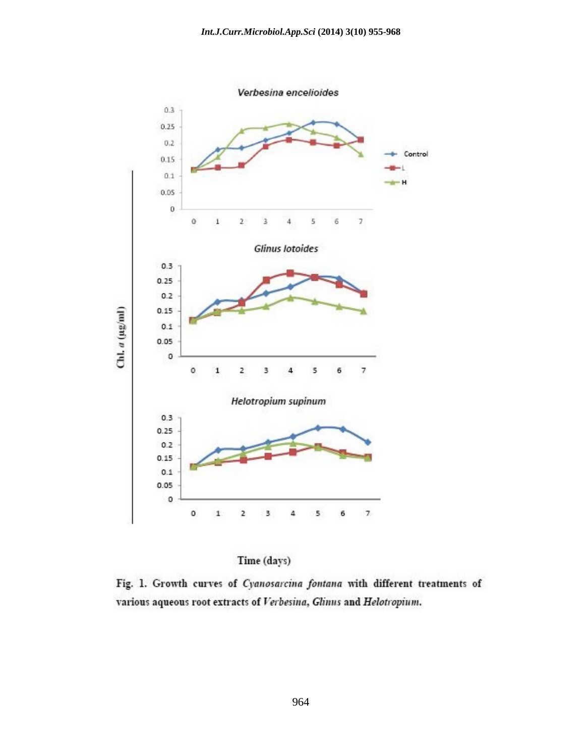**Fig. 1.** Growth curves of *Cyanosarcina fontana* with different treatments of various aqueous root extracts of *Verbesina*, *Glinus* and *Helotropium*.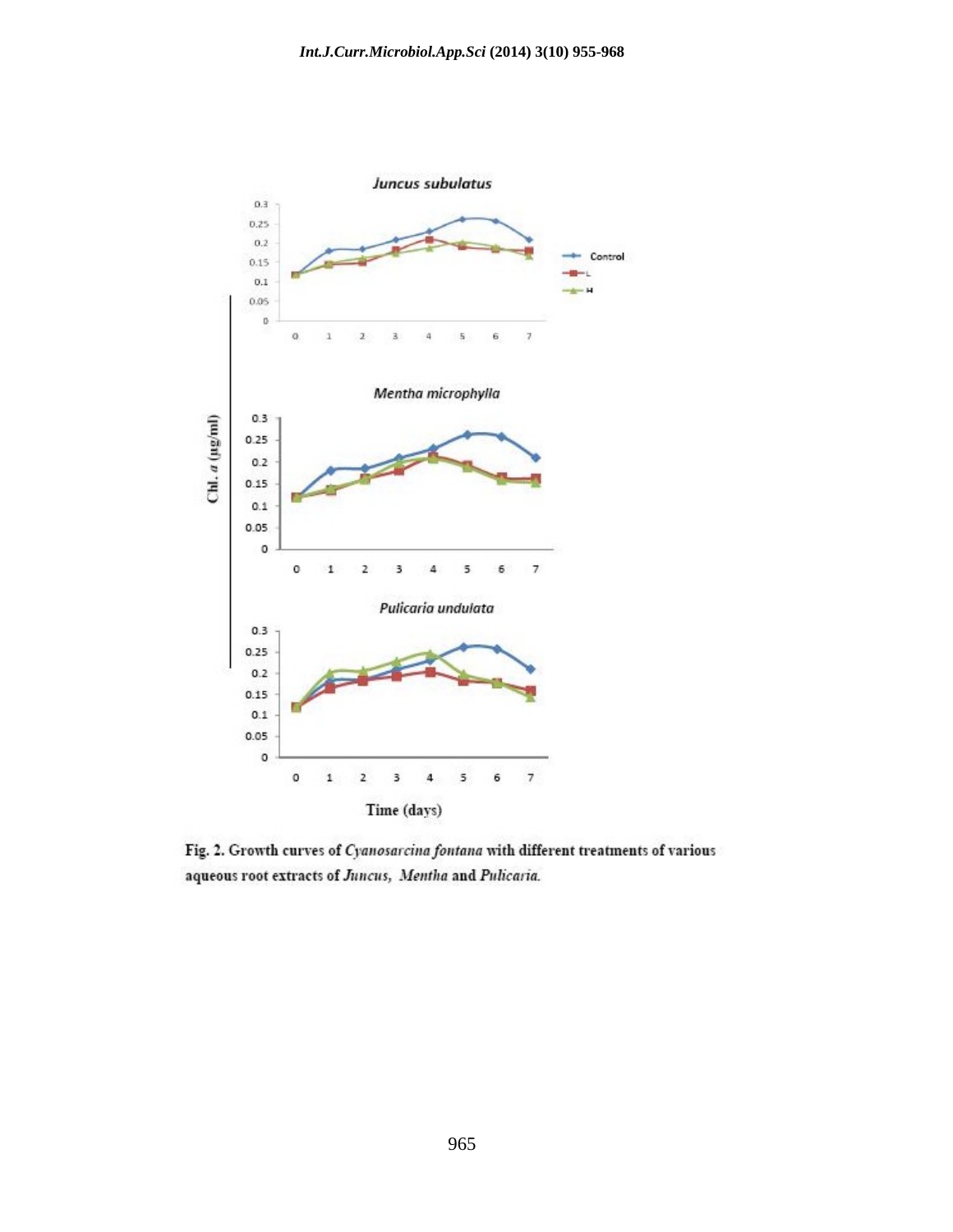Fig. 2. Growth curves of *Cyanosarcina fontana* with different treatments of various aqueous root extracts of *Juncus*, *Mentha* and *Pulicaria*.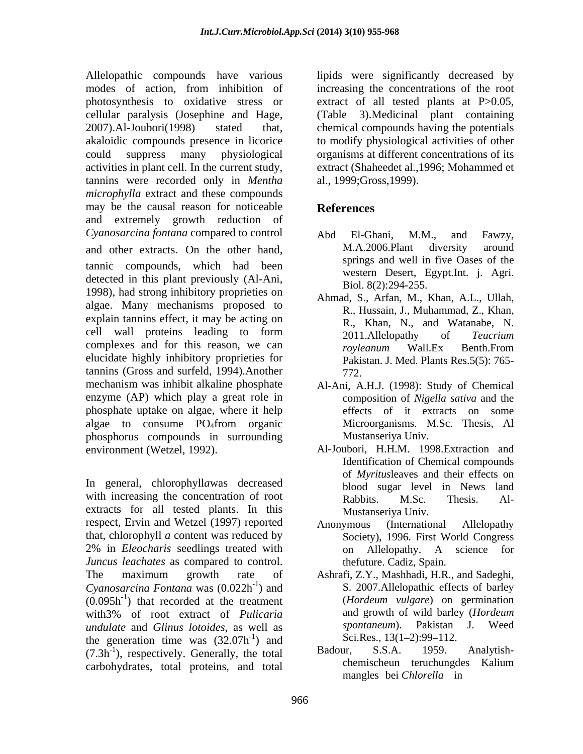Allelopathic compounds have various modes of action, from inhibition of photosynthesis to oxidative stress or cellular paralysis (Josephine and Hage, 2007).Al-Joubori(1998) stated that, akaloidic compounds presence in licorice could suppress many physiological activities in plant cell. In the current study, tannins were recorded only in *Mentha microphylla* extract and these compounds may be the causal reason for noticeable and extremely growth reduction of *Cyanosarcina fontana* compared to control and other extracts. On the other hand, tannic compounds, which had been detected in this plant previously (Al-Ani, 1998), had strong inhibitory proprieties on algae. Many mechanisms proposed to explain tannins effect, it may be acting on cell wall proteins leading to form complexes and for this reason, we can elucidate highly inhibitory proprieties for tannins (Gross and surfeld, 1994).Another mechanism was inhibit alkaline phosphate enzyme (AP) which play a great role in phosphate uptake on algae, where it help algae to consume $PO_4$from organic phosphorus compounds in surrounding environment (Wetzel, 1992).

In general, chlorophyll*a*was decreased with increasing the concentration of root extracts for all tested plants. In this respect, Ervin and Wetzel (1997) reported that, chlorophyll *a* content was reduced by 2% in *Eleocharis* seedlings treated with *Juncus leachates* as compared to control. The maximum growth rate of *Cyanosarcina Fontana* was ($0.022h^{-1}$) and ($0.095h^{-1}$) that recorded at the treatment with3% of root extract of *Pulicaria undulate* and *Glinus lotoides*, as well as the generation time was ($32.07h^{-1}$) and ($7.3h^{-1}$), respectively. Generally, the total carbohydrates, total proteins, and total lipids were significantly decreased by increasing the concentrations of the root extract of all tested plants at P>0.05, (Table 3).Medicinal plant containing chemical compounds having the potentials to modify physiological activities of other organisms at different concentrations of its extract (Shaheedet al.,1996; Mohammed et al., 1999;Gross,1999).

## References

Abd El-Ghani, M.M., and Fawzy, M.A.2006.Plant diversity around springs and well in five Oases of the western Desert, Egypt.Int. j. Agri. Biol. 8(2):294-255.

Ahmad, S., Arfan, M., Khan, A.L., Ullah, R., Hussain, J., Muhammad, Z., Khan, R., Khan, N., and Watanabe, N. 2011.Allelopathy of *Teucrium royleanum* Wall.Ex Benth.From Pakistan. J. Med. Plants Res.5(5): 765-772.

Al-Ani, A.H.J. (1998): Study of Chemical composition of *Nigella sativa* and the effects of it extracts on some Microorganisms. M.Sc. Thesis, Al Mustanseriya Univ.

Al-Joubori, H.H.M. 1998.Extraction and Identification of Chemical compounds of *Myritus*leaves and their effects on blood sugar level in News land Rabbits. M.Sc. Thesis. Al-Mustanseriya Univ.

Anonymous (International Allelopathy Society), 1996. First World Congress on Allelopathy. A science for thefuture. Cadiz, Spain.

Ashrafi, Z.Y., Mashhadi, H.R., and Sadeghi, S. 2007.Allelopathic effects of barley (*Hordeum vulgare*) on germination and growth of wild barley (*Hordeum spontaneum*). Pakistan J. Weed Sci.Res., 13(1–2):99–112.

Badour, S.S.A. 1959. Analytish-chemischeun teruchungdes Kalium mangles bei *Chlorella* in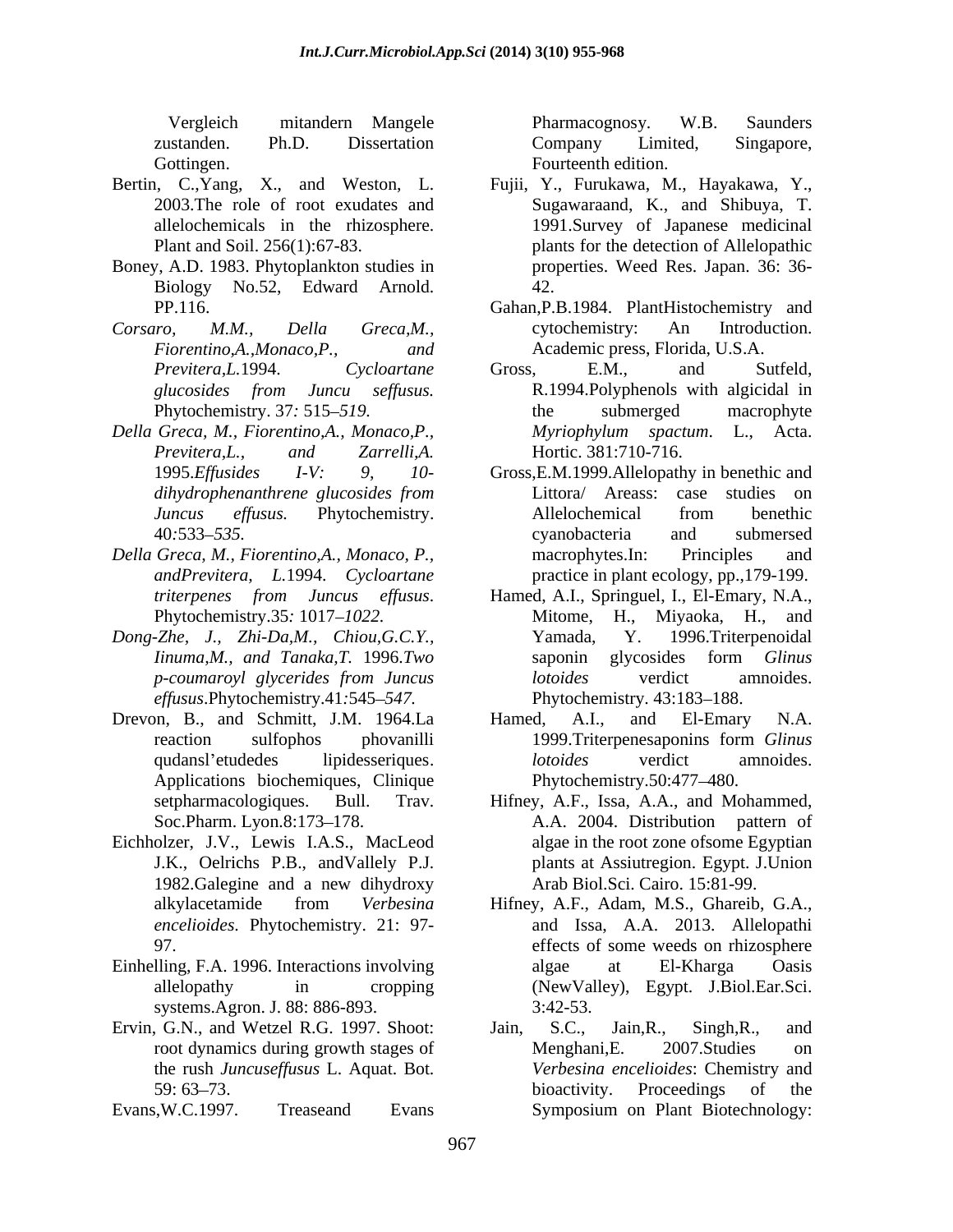Vergleich mitandern Mangele zustanden. Ph.D. Dissertation Gottingen.

Bertin, C.,Yang, X., and Weston, L. 2003.The role of root exudates and allelochemicals in the rhizosphere. Plant and Soil. 256(1):67-83.

Boney, A.D. 1983. Phytoplankton studies in Biology No.52, Edward Arnold. PP.116.

*Corsaro, M.M., Della Greca,M., Fiorentino,A.,Monaco,P., and Previtera,L.*1994. *Cycloartane glucosides from Juncu seffusus.* Phytochemistry. 37*:* 515*–519.*

*Della Greca, M., Fiorentino,A., Monaco,P., Previtera,L., and Zarrelli,A.* 1995.*Effusides I-V: 9, 10-dihydrophenanthrene glucosides from Juncus effusus.* Phytochemistry. 40*:*533*–535.*

*Della Greca, M., Fiorentino,A., Monaco, P., andPrevitera, L.*1994. *Cycloartane triterpenes from Juncus effusus*. Phytochemistry.35*:* 1017*–1022.*

*Dong-Zhe, J., Zhi-Da,M., Chiou,G.C.Y., Iinuma,M., and Tanaka,T.* 1996.*Two p-coumaroyl glycerides from Juncus effusus*.Phytochemistry.41*:*545*–547.*

Drevon, B., and Schmitt, J.M. 1964.La reaction sulfophos phovanilli qudansl'etudedes lipidesseriques. Applications biochemiques, Clinique setpharmacologiques. Bull. Trav. Soc.Pharm. Lyon.8:173–178.

Eichholzer, J.V., Lewis I.A.S., MacLeod J.K., Oelrichs P.B., andVallely P.J. 1982.Galegine and a new dihydroxy alkylacetamide from *Verbesina encelioides*. Phytochemistry. 21: 97-97.

Einhelling, F.A. 1996. Interactions involving allelopathy in cropping systems.Agron. J. 88: 886-893.

Ervin, G.N., and Wetzel R.G. 1997. Shoot: root dynamics during growth stages of the rush *Juncuseffusus* L. Aquat. Bot. 59: 63–73.

Evans,W.C.1997. Treaseand Evans Pharmacognosy. W.B. Saunders Company Limited, Singapore, Fourteenth edition.

Fujii, Y., Furukawa, M., Hayakawa, Y., Sugawaraand, K., and Shibuya, T. 1991.Survey of Japanese medicinal plants for the detection of Allelopathic properties. Weed Res. Japan. 36: 36-42.

Gahan,P.B.1984. PlantHistochemistry and cytochemistry: An Introduction. Academic press, Florida, U.S.A.

Gross, E.M., and Sutfeld, R.1994.Polyphenols with algicidal in the submerged macrophyte *Myriophylum spactum*. L., Acta. Hortic. 381:710-716.

Gross,E.M.1999.Allelopathy in benethic and Littora/ Areass: case studies on Allelochemical from benethic cyanobacteria and submersed macrophytes.In: Principles and practice in plant ecology, pp.,179-199.

Hamed, A.I., Springuel, I., El-Emary, N.A., Mitome, H., Miyaoka, H., and Yamada, Y. 1996.Triterpenoidal saponin glycosides form *Glinus lotoides* verdict amnoides. Phytochemistry. 43:183–188.

Hamed, A.I., and El-Emary N.A. 1999.Triterpenesaponins form *Glinus lotoides* verdict amnoides. Phytochemistry.50:477–480.

Hifney, A.F., Issa, A.A., and Mohammed, A.A. 2004. Distribution pattern of algae in the root zone ofsome Egyptian plants at Assiutregion. Egypt. J.Union Arab Biol.Sci. Cairo. 15:81-99.

Hifney, A.F., Adam, M.S., Ghareib, G.A., and Issa, A.A. 2013. Allelopathi effects of some weeds on rhizosphere algae at El-Kharga Oasis (NewValley), Egypt. J.Biol.Ear.Sci. 3:42-53.

Jain, S.C., Jain,R., Singh,R., and Menghani,E. 2007.Studies on *Verbesina encelioides*: Chemistry and bioactivity. Proceedings of the Symposium on Plant Biotechnology: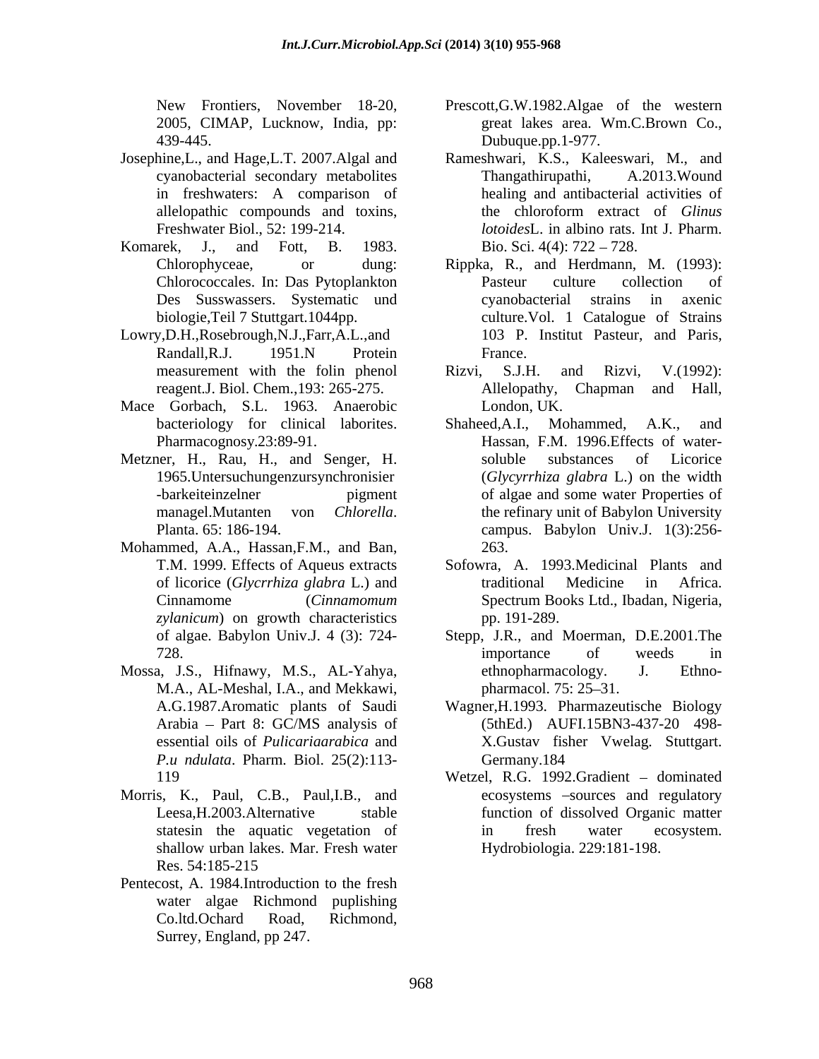New Frontiers, November 18-20, 2005, CIMAP, Lucknow, India, pp: 439-445.

Josephine,L., and Hage,L.T. 2007.Algal and cyanobacterial secondary metabolites in freshwaters: A comparison of allelopathic compounds and toxins, Freshwater Biol., 52: 199-214.

Komarek, J., and Fott, B. 1983. Chlorophyceae, or dung: Chlorococcales. In: Das Pytoplankton Des Susswassers. Systematic und biologie,Teil 7 Stuttgart.1044pp.

Lowry,D.H.,Rosebrough,N.J.,Farr,A.L.,and Randall,R.J. 1951.N Protein measurement with the folin phenol reagent.J. Biol. Chem.,193: 265-275.

Mace Gorbach, S.L. 1963. Anaerobic bacteriology for clinical laborites. Pharmacognosy.23:89-91.

Metzner, H., Rau, H., and Senger, H. 1965.Untersuchungenzursynchronisier-barkeiteinzelner pigment managel.Mutanten von *Chlorella*. Planta. 65: 186-194.

Mohammed, A.A., Hassan,F.M., and Ban, T.M. 1999. Effects of Aqueus extracts of licorice (*Glycrrhiza glabra* L.) and Cinnamome (*Cinnamomum zylanicum*) on growth characteristics of algae. Babylon Univ.J. 4 (3): 724-728.

Mossa, J.S., Hifnawy, M.S., AL-Yahya, M.A., AL-Meshal, I.A., and Mekkawi, A.G.1987.Aromatic plants of Saudi Arabia – Part 8: GC/MS analysis of essential oils of *Pulicariaarabica* and *P.u ndulata*. Pharm. Biol. 25(2):113-119

Morris, K., Paul, C.B., Paul,I.B., and Leesa,H.2003.Alternative stable statesin the aquatic vegetation of shallow urban lakes. Mar. Fresh water Res. 54:185-215

Pentecost, A. 1984.Introduction to the fresh water algae Richmond puplishing Co.ltd.Ochard Road, Richmond, Surrey, England, pp 247.

Prescott,G.W.1982.Algae of the western great lakes area. Wm.C.Brown Co., Dubuque.pp.1-977.

Rameshwari, K.S., Kaleeswari, M., and Thangathirupathi, A.2013.Wound healing and antibacterial activities of the chloroform extract of *Glinus lotoides*L. in albino rats. Int J Pharm. Bio. Sci. 4(4): 722 – 728.

Rippka, R., and Herdmann, M. (1993): Pasteur culture collection of cyanobacterial strains in axenic culture.Vol. 1 Catalogue of Strains 103 P. Institut Pasteur, and Paris, France.

Rizvi, S.J.H. and Rizvi, V.(1992): Allelopathy, Chapman and Hall, London, UK.

Shaheed,A.I., Mohammed, A.K., and Hassan, F.M. 1996.Effects of water-soluble substances of Licorice (*Glycyrrhiza glabra* L.) on the width of algae and some water Properties of the refinary unit of Babylon University campus. Babylon Univ.J. 1(3):256-263.

Sofowra, A. 1993.Medicinal Plants and traditional Medicine in Africa. Spectrum Books Ltd., Ibadan, Nigeria, pp. 191-289.

Stepp, J.R., and Moerman, D.E.2001.The importance of weeds in ethnopharmacology. J. Ethno-pharmacol. 75: 25–31.

Wagner,H.1993. Pharmazeutische Biology (5thEd.) AUFI.15BN3-437-20 498-X.Gustav fisher Vwelag. Stuttgart. Germany.184

Wetzel, R.G. 1992.Gradient – dominated ecosystems –sources and regulatory function of dissolved Organic matter in fresh water ecosystem. Hydrobiologia. 229:181-198.